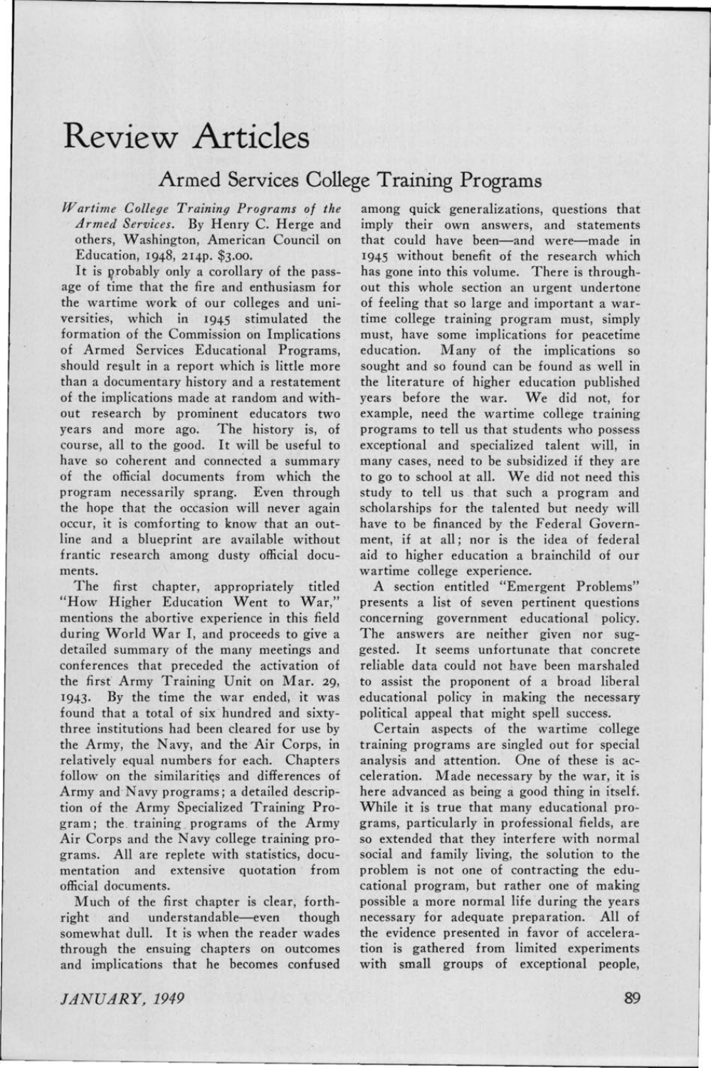# Review Articles

## Armed Services College Training Programs

*Wartime College Training Programs of the Armed Services.* By Henry C. Herge and others, Washington, American Council on Education, 1948, 214p. $3.00.

It is probably only a corollary of the passage of time that the fire and enthusiasm for the wartime work of our colleges and universities, which in 1945 stimulated the formation of the Commission on Implications of Armed Services Educational Programs, should result in a report which is little more than a documentary history and a restatement of the implications made at random and without research by prominent educators two years and more ago. The history is, of course, all to the good. It will be useful to have so coherent and connected a summary of the official documents from which the program necessarily sprang. Even through the hope that the occasion will never again occur, it is comforting to know that an outline and a blueprint are available without frantic research among dusty official documents.

The first chapter, appropriately titled "How Higher Education Went to War," mentions the abortive experience in this field during World War I, and proceeds to give a detailed summary of the many meetings and conferences that preceded the activation of the first Army Training Unit on Mar. 29, 1943. By the time the war ended, it was found that a total of six hundred and sixty-three institutions had been cleared for use by the Army, the Navy, and the Air Corps, in relatively equal numbers for each. Chapters follow on the similarities and differences of Army and Navy programs; a detailed description of the Army Specialized Training Program; the training programs of the Army Air Corps and the Navy college training programs. All are replete with statistics, documentation and extensive quotation from official documents.

Much of the first chapter is clear, forthright and understandable—even though somewhat dull. It is when the reader wades through the ensuing chapters on outcomes and implications that he becomes confused among quick generalizations, questions that imply their own answers, and statements that could have been—and were—made in 1945 without benefit of the research which has gone into this volume. There is throughout this whole section an urgent undertone of feeling that so large and important a wartime college training program must, simply must, have some implications for peacetime education. Many of the implications so sought and so found can be found as well in the literature of higher education published years before the war. We did not, for example, need the wartime college training programs to tell us that students who possess exceptional and specialized talent will, in many cases, need to be subsidized if they are to go to school at all. We did not need this study to tell us that such a program and scholarships for the talented but needy will have to be financed by the Federal Government, if at all; nor is the idea of federal aid to higher education a brainchild of our wartime college experience.

A section entitled "Emergent Problems" presents a list of seven pertinent questions concerning government educational policy. The answers are neither given nor suggested. It seems unfortunate that concrete reliable data could not have been marshaled to assist the proponent of a broad liberal educational policy in making the necessary political appeal that might spell success.

Certain aspects of the wartime college training programs are singled out for special analysis and attention. One of these is acceleration. Made necessary by the war, it is here advanced as being a good thing in itself. While it is true that many educational programs, particularly in professional fields, are so extended that they interfere with normal social and family living, the solution to the problem is not one of contracting the educational program, but rather one of making possible a more normal life during the years necessary for adequate preparation. All of the evidence presented in favor of acceleration is gathered from limited experiments with small groups of exceptional people,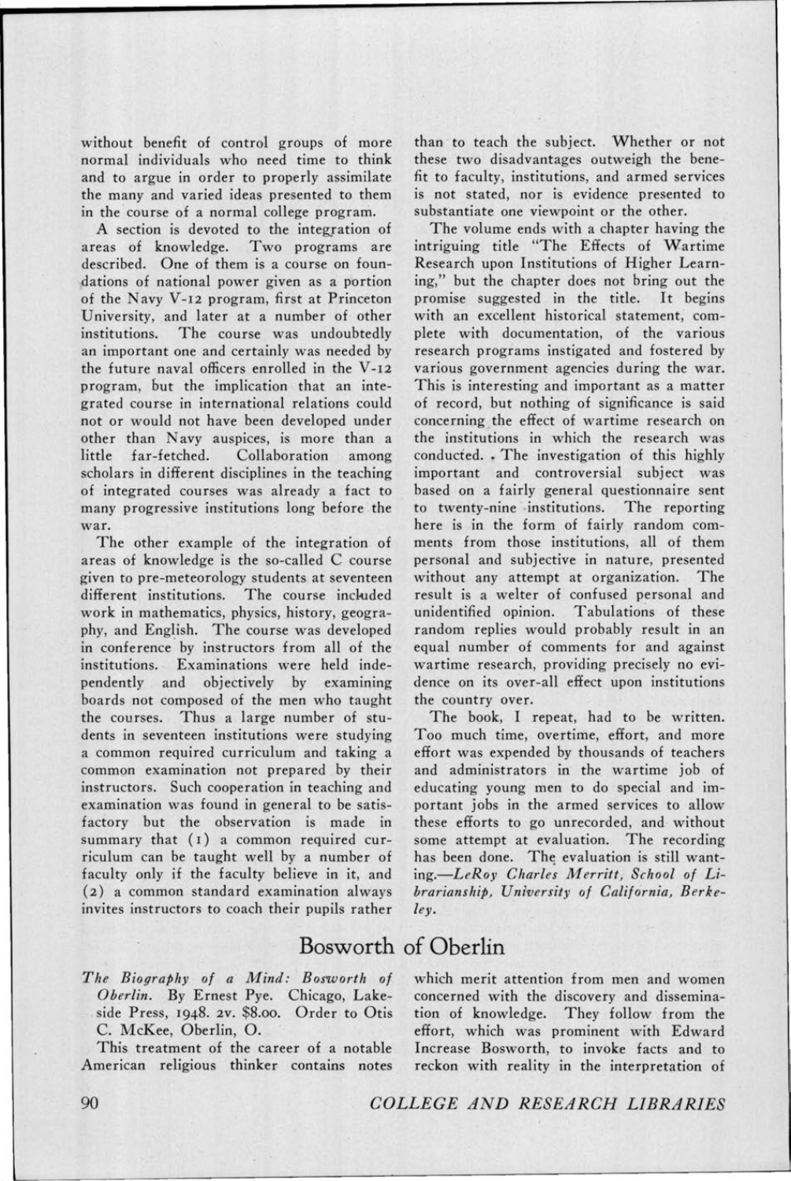without benefit of control groups of more normal individuals who need time to think and to argue in order to properly assimilate the many and varied ideas presented to them in the course of a normal college program.

A section is devoted to the integration of areas of knowledge. Two programs are described. One of them is a course on foundations of national power given as a portion of the Navy V-12 program, first at Princeton University, and later at a number of other institutions. The course was undoubtedly an important one and certainly was needed by the future naval officers enrolled in the V-12 program, but the implication that an integrated course in international relations could not or would not have been developed under other than Navy auspices, is more than a little far-fetched. Collaboration among scholars in different disciplines in the teaching of integrated courses was already a fact to many progressive institutions long before the war.

The other example of the integration of areas of knowledge is the so-called C course given to pre-meteorology students at seventeen different institutions. The course included work in mathematics, physics, history, geography, and English. The course was developed in conference by instructors from all of the institutions. Examinations were held independently and objectively by examining boards not composed of the men who taught the courses. Thus a large number of students in seventeen institutions were studying a common required curriculum and taking a common examination not prepared by their instructors. Such cooperation in teaching and examination was found in general to be satisfactory but the observation is made in summary that (1) a common required curriculum can be taught well by a number of faculty only if the faculty believe in it, and (2) a common standard examination always invites instructors to coach their pupils rather than to teach the subject. Whether or not these two disadvantages outweigh the benefit to faculty, institutions, and armed services is not stated, nor is evidence presented to substantiate one viewpoint or the other.

The volume ends with a chapter having the intriguing title "The Effects of Wartime Research upon Institutions of Higher Learning," but the chapter does not bring out the promise suggested in the title. It begins with an excellent historical statement, complete with documentation, of the various research programs instigated and fostered by various government agencies during the war. This is interesting and important as a matter of record, but nothing of significance is said concerning the effect of wartime research on the institutions in which the research was conducted. The investigation of this highly important and controversial subject was based on a fairly general questionnaire sent to twenty-nine institutions. The reporting here is in the form of fairly random comments from those institutions, all of them personal and subjective in nature, presented without any attempt at organization. The result is a welter of confused personal and unidentified opinion. Tabulations of these random replies would probably result in an equal number of comments for and against wartime research, providing precisely no evidence on its over-all effect upon institutions the country over.

The book, I repeat, had to be written. Too much time, overtime, effort, and more effort was expended by thousands of teachers and administrators in the wartime job of educating young men to do special and important jobs in the armed services to allow these efforts to go unrecorded, and without some attempt at evaluation. The recording has been done. The evaluation is still wanting.—*LeRoy Charles Merritt, School of Librarianship, University of California, Berkeley.*

## Bosworth of Oberlin

*The Biography of a Mind: Bosworth of Oberlin.* By Ernest Pye. Chicago, Lakeside Press, 1948. 2v. $8.00. Order to Otis C. McKee, Oberlin, O.

This treatment of the career of a notable American religious thinker contains notes which merit attention from men and women concerned with the discovery and dissemination of knowledge. They follow from the effort, which was prominent with Edward Increase Bosworth, to invoke facts and to reckon with reality in the interpretation of